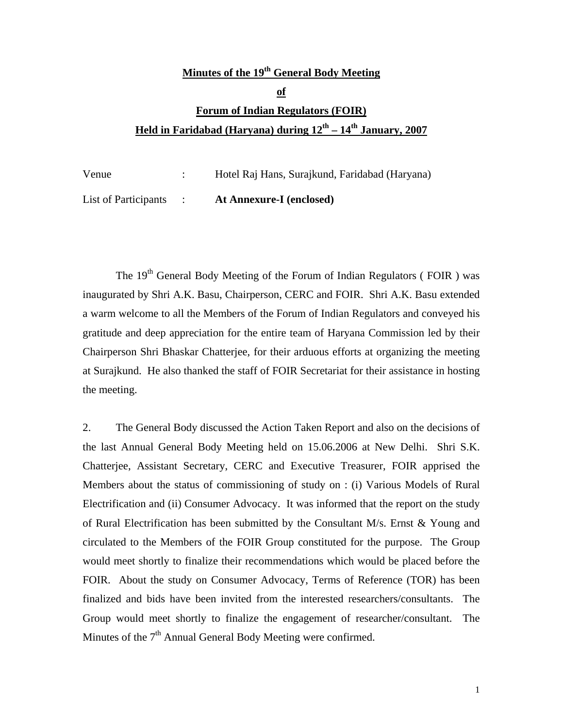# Minutes of the 19th General Body Meeting

## of

## Forum of Indian Regulators (FOIR)

## Held in Faridabad (Haryana) during 12th – 14th January, 2007

| | | |
|---|---|---|
| Venue | : | Hotel Raj Hans, Surajkund, Faridabad (Haryana) |
| List of Participants | : | **At Annexure-I (enclosed)** |

The 19th General Body Meeting of the Forum of Indian Regulators ( FOIR ) was inaugurated by Shri A.K. Basu, Chairperson, CERC and FOIR. Shri A.K. Basu extended a warm welcome to all the Members of the Forum of Indian Regulators and conveyed his gratitude and deep appreciation for the entire team of Haryana Commission led by their Chairperson Shri Bhaskar Chatterjee, for their arduous efforts at organizing the meeting at Surajkund. He also thanked the staff of FOIR Secretariat for their assistance in hosting the meeting.

2. The General Body discussed the Action Taken Report and also on the decisions of the last Annual General Body Meeting held on 15.06.2006 at New Delhi. Shri S.K. Chatterjee, Assistant Secretary, CERC and Executive Treasurer, FOIR apprised the Members about the status of commissioning of study on : (i) Various Models of Rural Electrification and (ii) Consumer Advocacy. It was informed that the report on the study of Rural Electrification has been submitted by the Consultant M/s. Ernst & Young and circulated to the Members of the FOIR Group constituted for the purpose. The Group would meet shortly to finalize their recommendations which would be placed before the FOIR. About the study on Consumer Advocacy, Terms of Reference (TOR) has been finalized and bids have been invited from the interested researchers/consultants. The Group would meet shortly to finalize the engagement of researcher/consultant. The Minutes of the 7th Annual General Body Meeting were confirmed.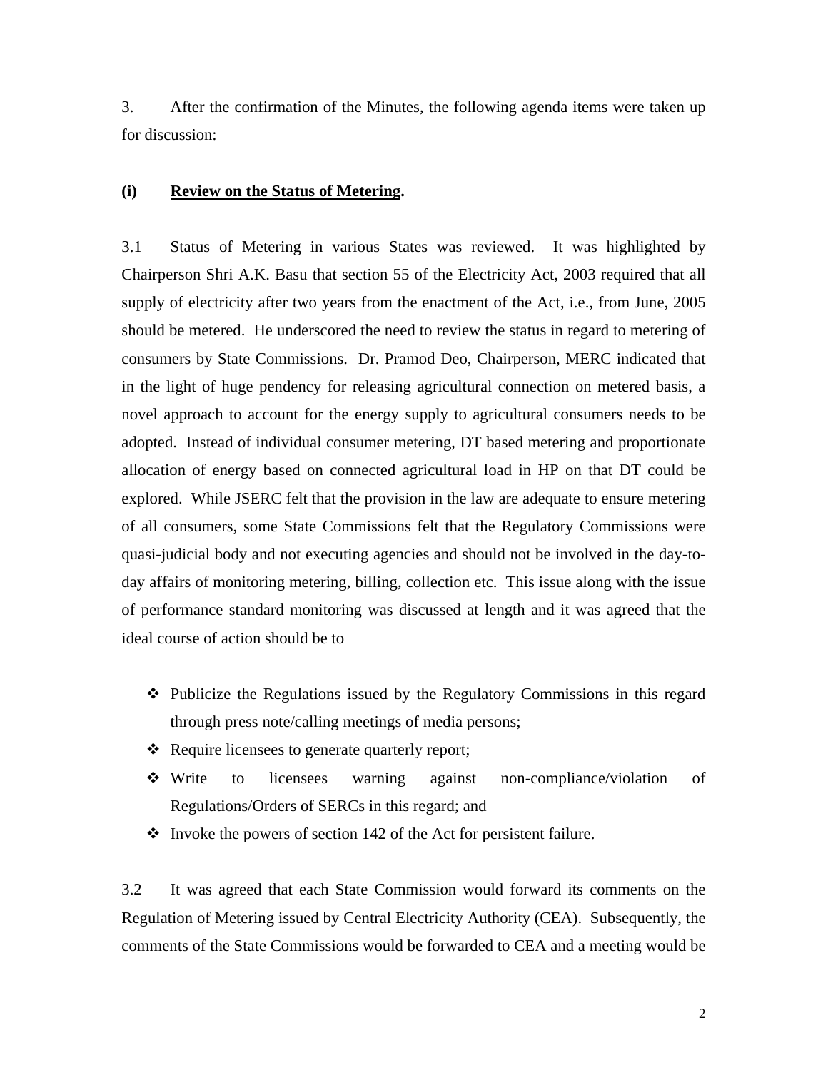3. After the confirmation of the Minutes, the following agenda items were taken up for discussion:

**(i) <u>Review on the Status of Metering</u>.**

3.1 Status of Metering in various States was reviewed. It was highlighted by Chairperson Shri A.K. Basu that section 55 of the Electricity Act, 2003 required that all supply of electricity after two years from the enactment of the Act, i.e., from June, 2005 should be metered. He underscored the need to review the status in regard to metering of consumers by State Commissions. Dr. Pramod Deo, Chairperson, MERC indicated that in the light of huge pendency for releasing agricultural connection on metered basis, a novel approach to account for the energy supply to agricultural consumers needs to be adopted. Instead of individual consumer metering, DT based metering and proportionate allocation of energy based on connected agricultural load in HP on that DT could be explored. While JSERC felt that the provision in the law are adequate to ensure metering of all consumers, some State Commissions felt that the Regulatory Commissions were quasi-judicial body and not executing agencies and should not be involved in the day-to-day affairs of monitoring metering, billing, collection etc. This issue along with the issue of performance standard monitoring was discussed at length and it was agreed that the ideal course of action should be to

- Publicize the Regulations issued by the Regulatory Commissions in this regard through press note/calling meetings of media persons;
- Require licensees to generate quarterly report;
- Write to licensees warning against non-compliance/violation of Regulations/Orders of SERCs in this regard; and
- Invoke the powers of section 142 of the Act for persistent failure.

3.2 It was agreed that each State Commission would forward its comments on the Regulation of Metering issued by Central Electricity Authority (CEA). Subsequently, the comments of the State Commissions would be forwarded to CEA and a meeting would be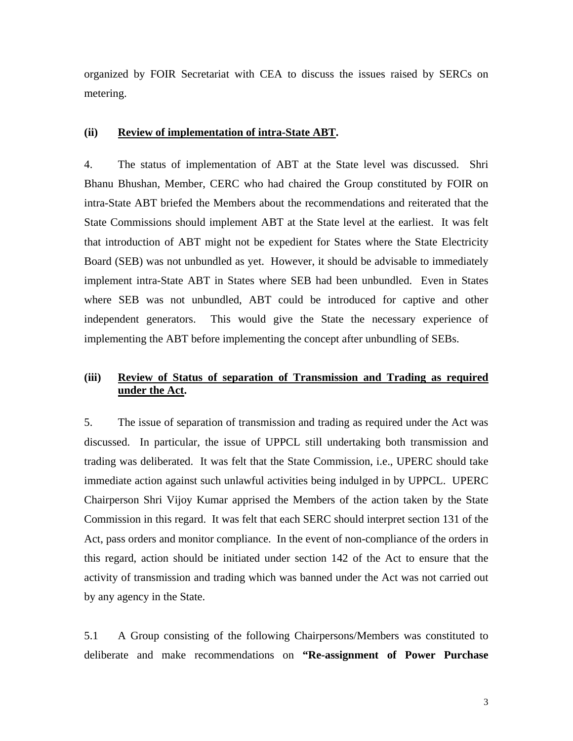organized by FOIR Secretariat with CEA to discuss the issues raised by SERCs on metering.

**(ii) <u>Review of implementation of intra-State ABT</u>.**

4. The status of implementation of ABT at the State level was discussed. Shri Bhanu Bhushan, Member, CERC who had chaired the Group constituted by FOIR on intra-State ABT briefed the Members about the recommendations and reiterated that the State Commissions should implement ABT at the State level at the earliest. It was felt that introduction of ABT might not be expedient for States where the State Electricity Board (SEB) was not unbundled as yet. However, it should be advisable to immediately implement intra-State ABT in States where SEB had been unbundled. Even in States where SEB was not unbundled, ABT could be introduced for captive and other independent generators. This would give the State the necessary experience of implementing the ABT before implementing the concept after unbundling of SEBs.

**(iii) <u>Review of Status of separation of Transmission and Trading as required under the Act</u>.**

5. The issue of separation of transmission and trading as required under the Act was discussed. In particular, the issue of UPPCL still undertaking both transmission and trading was deliberated. It was felt that the State Commission, i.e., UPERC should take immediate action against such unlawful activities being indulged in by UPPCL. UPERC Chairperson Shri Vijoy Kumar apprised the Members of the action taken by the State Commission in this regard. It was felt that each SERC should interpret section 131 of the Act, pass orders and monitor compliance. In the event of non-compliance of the orders in this regard, action should be initiated under section 142 of the Act to ensure that the activity of transmission and trading which was banned under the Act was not carried out by any agency in the State.

5.1 A Group consisting of the following Chairpersons/Members was constituted to deliberate and make recommendations on **"Re-assignment of Power Purchase**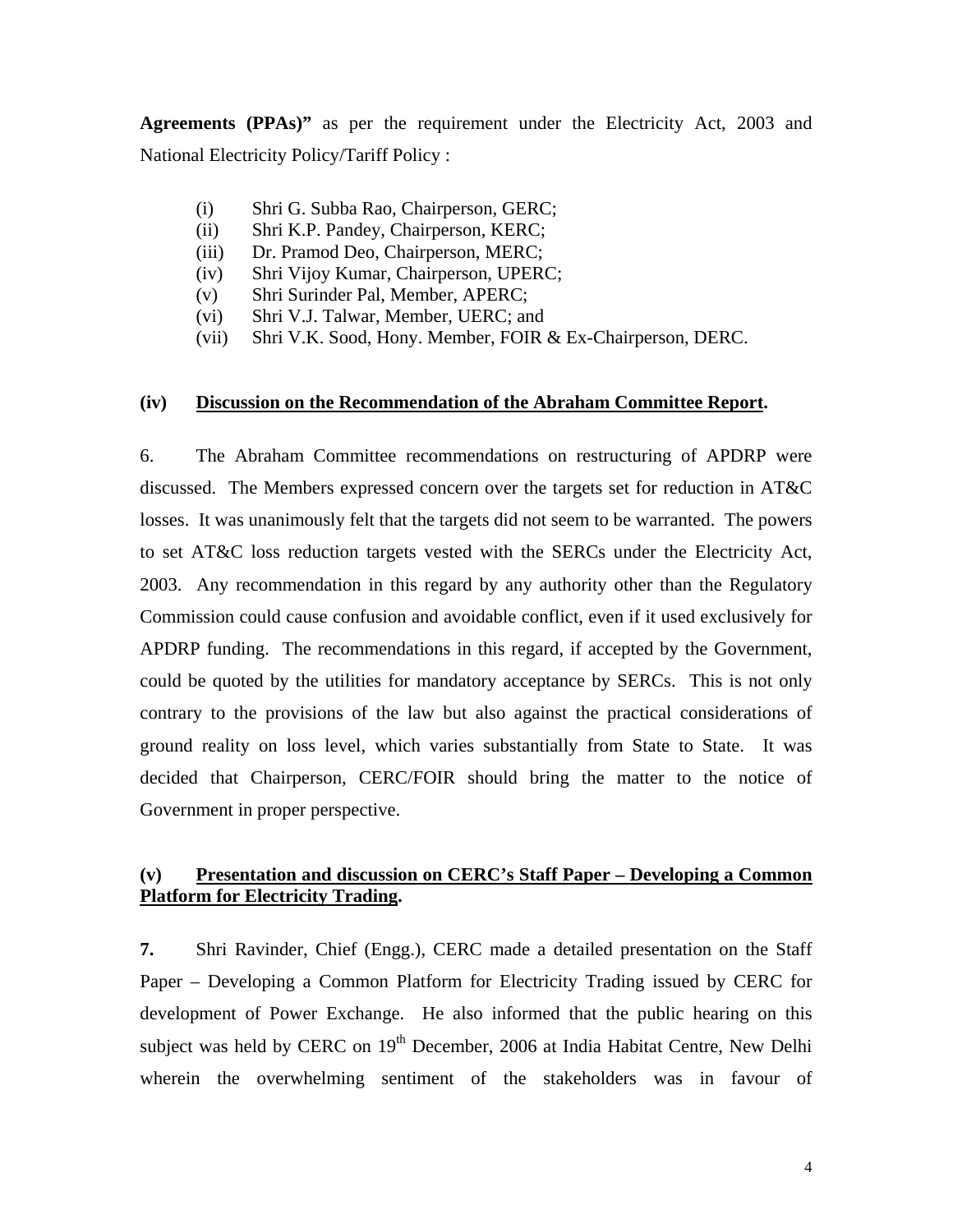**Agreements (PPAs)"** as per the requirement under the Electricity Act, 2003 and National Electricity Policy/Tariff Policy :

(i) Shri G. Subba Rao, Chairperson, GERC;
(ii) Shri K.P. Pandey, Chairperson, KERC;
(iii) Dr. Pramod Deo, Chairperson, MERC;
(iv) Shri Vijoy Kumar, Chairperson, UPERC;
(v) Shri Surinder Pal, Member, APERC;
(vi) Shri V.J. Talwar, Member, UERC; and
(vii) Shri V.K. Sood, Hony. Member, FOIR & Ex-Chairperson, DERC.

**(iv) <u>Discussion on the Recommendation of the Abraham Committee Report</u>.**

6. The Abraham Committee recommendations on restructuring of APDRP were discussed. The Members expressed concern over the targets set for reduction in AT&C losses. It was unanimously felt that the targets did not seem to be warranted. The powers to set AT&C loss reduction targets vested with the SERCs under the Electricity Act, 2003. Any recommendation in this regard by any authority other than the Regulatory Commission could cause confusion and avoidable conflict, even if it used exclusively for APDRP funding. The recommendations in this regard, if accepted by the Government, could be quoted by the utilities for mandatory acceptance by SERCs. This is not only contrary to the provisions of the law but also against the practical considerations of ground reality on loss level, which varies substantially from State to State. It was decided that Chairperson, CERC/FOIR should bring the matter to the notice of Government in proper perspective.

**(v) <u>Presentation and discussion on CERC's Staff Paper – Developing a Common Platform for Electricity Trading</u>.**

**7.** Shri Ravinder, Chief (Engg.), CERC made a detailed presentation on the Staff Paper – Developing a Common Platform for Electricity Trading issued by CERC for development of Power Exchange. He also informed that the public hearing on this subject was held by CERC on 19th December, 2006 at India Habitat Centre, New Delhi wherein the overwhelming sentiment of the stakeholders was in favour of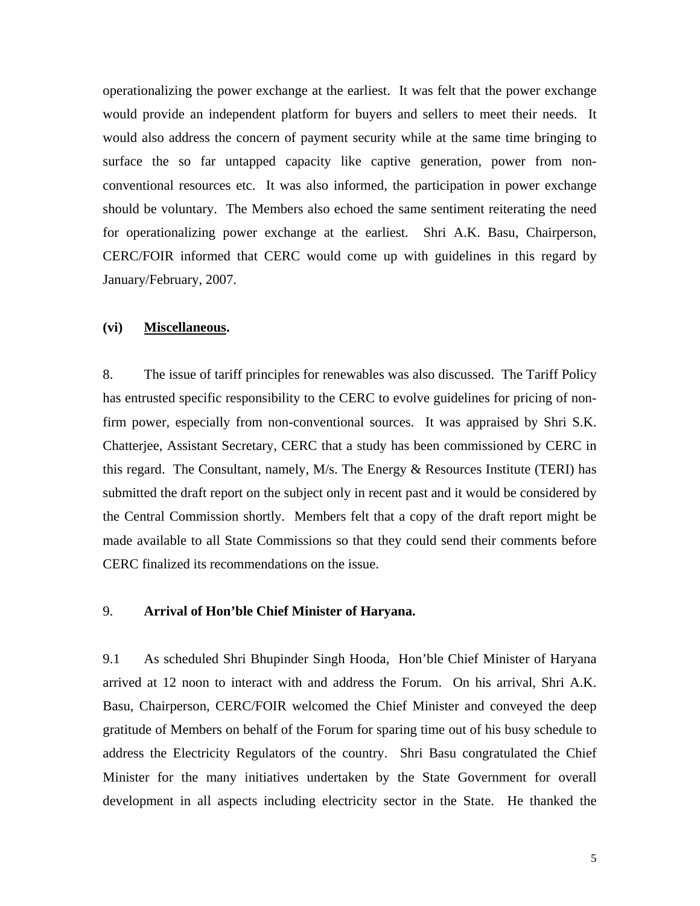operationalizing the power exchange at the earliest. It was felt that the power exchange would provide an independent platform for buyers and sellers to meet their needs. It would also address the concern of payment security while at the same time bringing to surface the so far untapped capacity like captive generation, power from non-conventional resources etc. It was also informed, the participation in power exchange should be voluntary. The Members also echoed the same sentiment reiterating the need for operationalizing power exchange at the earliest. Shri A.K. Basu, Chairperson, CERC/FOIR informed that CERC would come up with guidelines in this regard by January/February, 2007.

**(vi) <u>Miscellaneous</u>.**

8. The issue of tariff principles for renewables was also discussed. The Tariff Policy has entrusted specific responsibility to the CERC to evolve guidelines for pricing of non-firm power, especially from non-conventional sources. It was appraised by Shri S.K. Chatterjee, Assistant Secretary, CERC that a study has been commissioned by CERC in this regard. The Consultant, namely, M/s. The Energy & Resources Institute (TERI) has submitted the draft report on the subject only in recent past and it would be considered by the Central Commission shortly. Members felt that a copy of the draft report might be made available to all State Commissions so that they could send their comments before CERC finalized its recommendations on the issue.

9. **Arrival of Hon'ble Chief Minister of Haryana.**

9.1 As scheduled Shri Bhupinder Singh Hooda, Hon'ble Chief Minister of Haryana arrived at 12 noon to interact with and address the Forum. On his arrival, Shri A.K. Basu, Chairperson, CERC/FOIR welcomed the Chief Minister and conveyed the deep gratitude of Members on behalf of the Forum for sparing time out of his busy schedule to address the Electricity Regulators of the country. Shri Basu congratulated the Chief Minister for the many initiatives undertaken by the State Government for overall development in all aspects including electricity sector in the State. He thanked the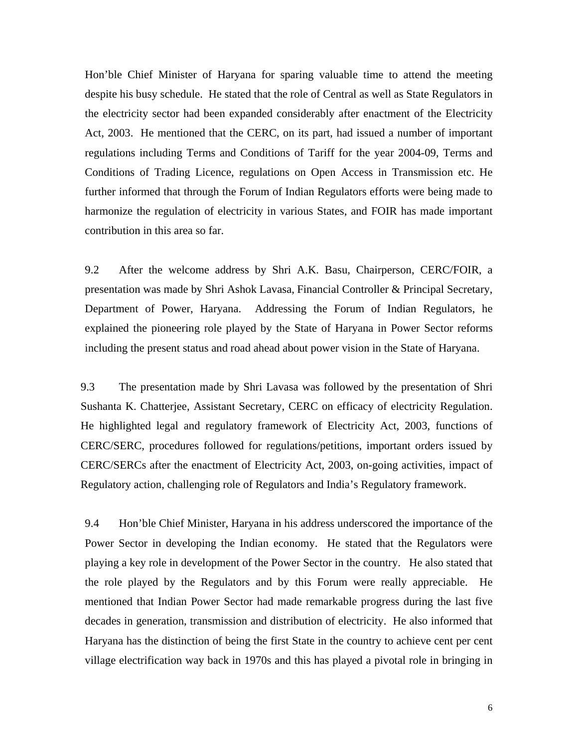Hon'ble Chief Minister of Haryana for sparing valuable time to attend the meeting despite his busy schedule. He stated that the role of Central as well as State Regulators in the electricity sector had been expanded considerably after enactment of the Electricity Act, 2003. He mentioned that the CERC, on its part, had issued a number of important regulations including Terms and Conditions of Tariff for the year 2004-09, Terms and Conditions of Trading Licence, regulations on Open Access in Transmission etc. He further informed that through the Forum of Indian Regulators efforts were being made to harmonize the regulation of electricity in various States, and FOIR has made important contribution in this area so far.

9.2 After the welcome address by Shri A.K. Basu, Chairperson, CERC/FOIR, a presentation was made by Shri Ashok Lavasa, Financial Controller & Principal Secretary, Department of Power, Haryana. Addressing the Forum of Indian Regulators, he explained the pioneering role played by the State of Haryana in Power Sector reforms including the present status and road ahead about power vision in the State of Haryana.

9.3 The presentation made by Shri Lavasa was followed by the presentation of Shri Sushanta K. Chatterjee, Assistant Secretary, CERC on efficacy of electricity Regulation. He highlighted legal and regulatory framework of Electricity Act, 2003, functions of CERC/SERC, procedures followed for regulations/petitions, important orders issued by CERC/SERCs after the enactment of Electricity Act, 2003, on-going activities, impact of Regulatory action, challenging role of Regulators and India's Regulatory framework.

9.4 Hon'ble Chief Minister, Haryana in his address underscored the importance of the Power Sector in developing the Indian economy. He stated that the Regulators were playing a key role in development of the Power Sector in the country. He also stated that the role played by the Regulators and by this Forum were really appreciable. He mentioned that Indian Power Sector had made remarkable progress during the last five decades in generation, transmission and distribution of electricity. He also informed that Haryana has the distinction of being the first State in the country to achieve cent per cent village electrification way back in 1970s and this has played a pivotal role in bringing in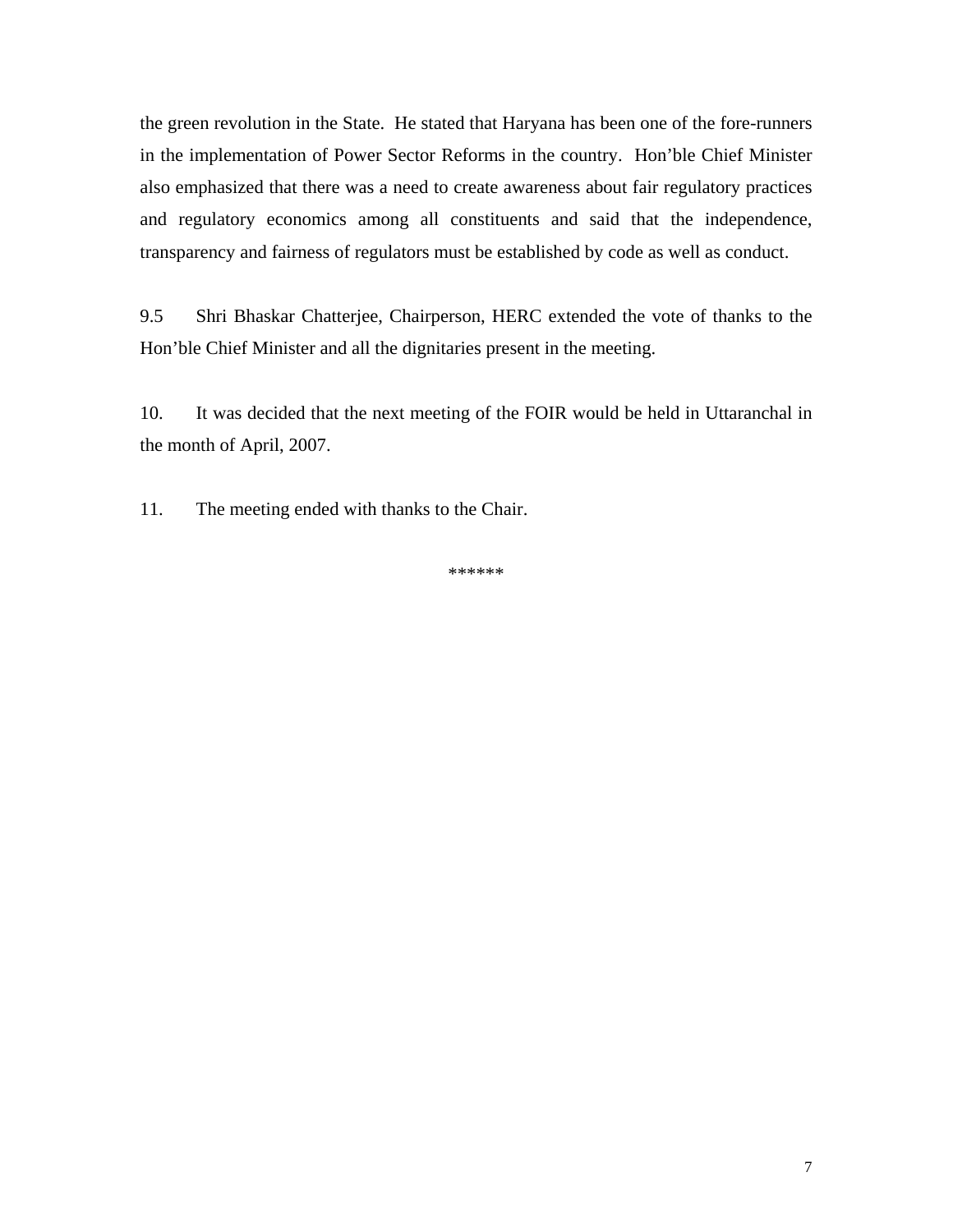the green revolution in the State. He stated that Haryana has been one of the fore-runners in the implementation of Power Sector Reforms in the country. Hon'ble Chief Minister also emphasized that there was a need to create awareness about fair regulatory practices and regulatory economics among all constituents and said that the independence, transparency and fairness of regulators must be established by code as well as conduct.

9.5 Shri Bhaskar Chatterjee, Chairperson, HERC extended the vote of thanks to the Hon'ble Chief Minister and all the dignitaries present in the meeting.

10. It was decided that the next meeting of the FOIR would be held in Uttaranchal in the month of April, 2007.

11. The meeting ended with thanks to the Chair.

******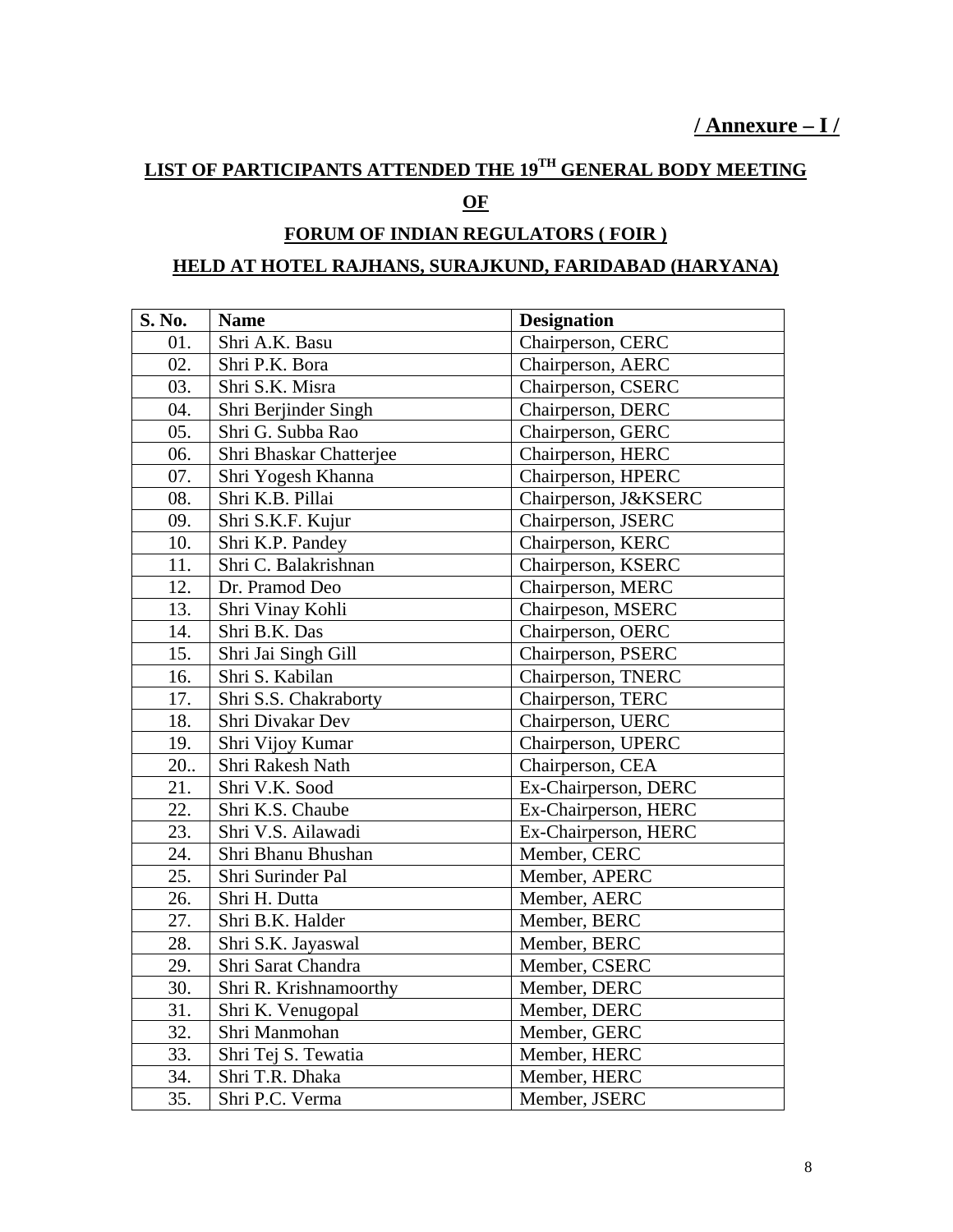**/ Annexure – I /**

## LIST OF PARTICIPANTS ATTENDED THE 19TH GENERAL BODY MEETING

## OF

## FORUM OF INDIAN REGULATORS ( FOIR )

## HELD AT HOTEL RAJHANS, SURAJKUND, FARIDABAD (HARYANA)

| S. No. | Name | Designation |
|---|---|---|
| 01. | Shri A.K. Basu | Chairperson, CERC |
| 02. | Shri P.K. Bora | Chairperson, AERC |
| 03. | Shri S.K. Misra | Chairperson, CSERC |
| 04. | Shri Berjinder Singh | Chairperson, DERC |
| 05. | Shri G. Subba Rao | Chairperson, GERC |
| 06. | Shri Bhaskar Chatterjee | Chairperson, HERC |
| 07. | Shri Yogesh Khanna | Chairperson, HPERC |
| 08. | Shri K.B. Pillai | Chairperson, J&KSERC |
| 09. | Shri S.K.F. Kujur | Chairperson, JSERC |
| 10. | Shri K.P. Pandey | Chairperson, KERC |
| 11. | Shri C. Balakrishnan | Chairperson, KSERC |
| 12. | Dr. Pramod Deo | Chairperson, MERC |
| 13. | Shri Vinay Kohli | Chairpeson, MSERC |
| 14. | Shri B.K. Das | Chairperson, OERC |
| 15. | Shri Jai Singh Gill | Chairperson, PSERC |
| 16. | Shri S. Kabilan | Chairperson, TNERC |
| 17. | Shri S.S. Chakraborty | Chairperson, TERC |
| 18. | Shri Divakar Dev | Chairperson, UERC |
| 19. | Shri Vijoy Kumar | Chairperson, UPERC |
| 20.. | Shri Rakesh Nath | Chairperson, CEA |
| 21. | Shri V.K. Sood | Ex-Chairperson, DERC |
| 22. | Shri K.S. Chaube | Ex-Chairperson, HERC |
| 23. | Shri V.S. Ailawadi | Ex-Chairperson, HERC |
| 24. | Shri Bhanu Bhushan | Member, CERC |
| 25. | Shri Surinder Pal | Member, APERC |
| 26. | Shri H. Dutta | Member, AERC |
| 27. | Shri B.K. Halder | Member, BERC |
| 28. | Shri S.K. Jayaswal | Member, BERC |
| 29. | Shri Sarat Chandra | Member, CSERC |
| 30. | Shri R. Krishnamoorthy | Member, DERC |
| 31. | Shri K. Venugopal | Member, DERC |
| 32. | Shri Manmohan | Member, GERC |
| 33. | Shri Tej S. Tewatia | Member, HERC |
| 34. | Shri T.R. Dhaka | Member, HERC |
| 35. | Shri P.C. Verma | Member, JSERC |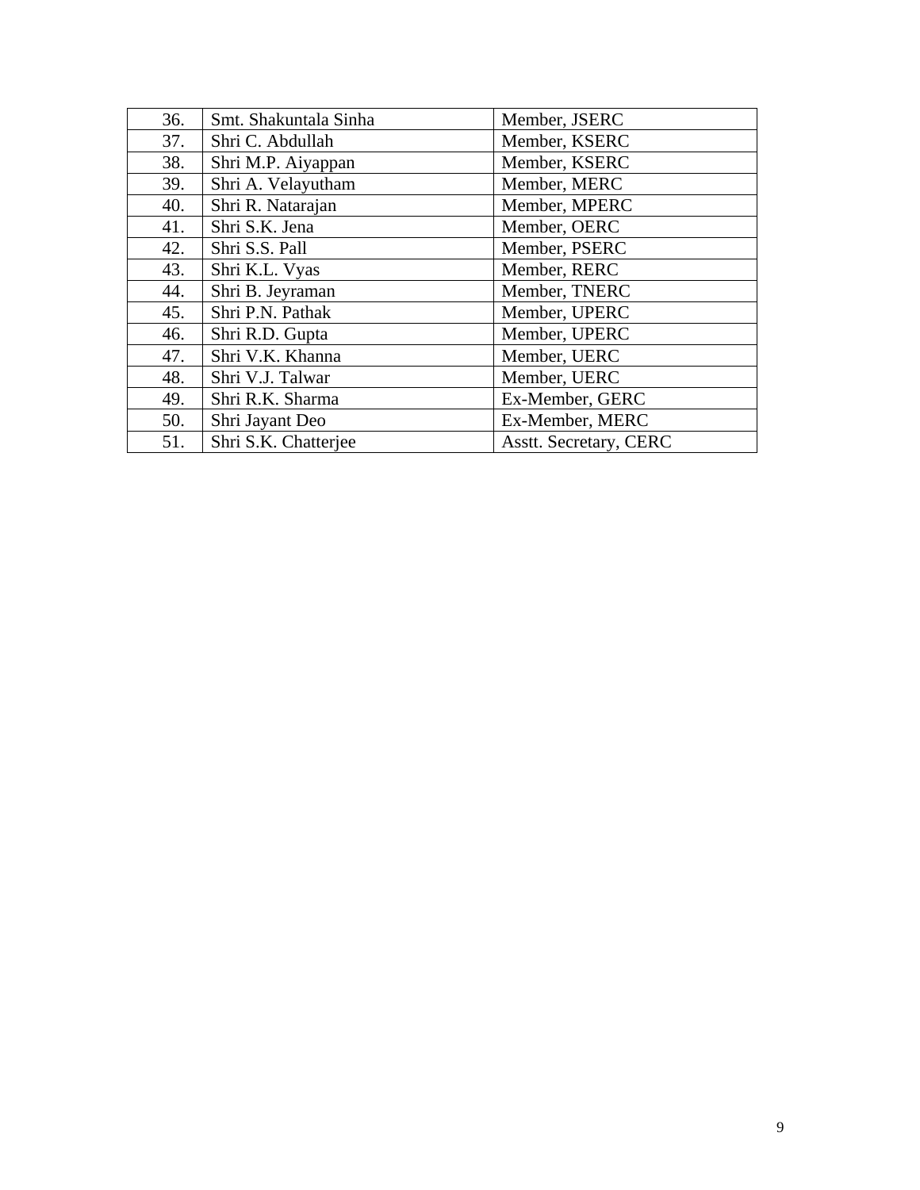| | | |
|---|---|---|
| 36. | Smt. Shakuntala Sinha | Member, JSERC |
| 37. | Shri C. Abdullah | Member, KSERC |
| 38. | Shri M.P. Aiyappan | Member, KSERC |
| 39. | Shri A. Velayutham | Member, MERC |
| 40. | Shri R. Natarajan | Member, MPERC |
| 41. | Shri S.K. Jena | Member, OERC |
| 42. | Shri S.S. Pall | Member, PSERC |
| 43. | Shri K.L. Vyas | Member, RERC |
| 44. | Shri B. Jeyraman | Member, TNERC |
| 45. | Shri P.N. Pathak | Member, UPERC |
| 46. | Shri R.D. Gupta | Member, UPERC |
| 47. | Shri V.K. Khanna | Member, UERC |
| 48. | Shri V.J. Talwar | Member, UERC |
| 49. | Shri R.K. Sharma | Ex-Member, GERC |
| 50. | Shri Jayant Deo | Ex-Member, MERC |
| 51. | Shri S.K. Chatterjee | Asstt. Secretary, CERC |